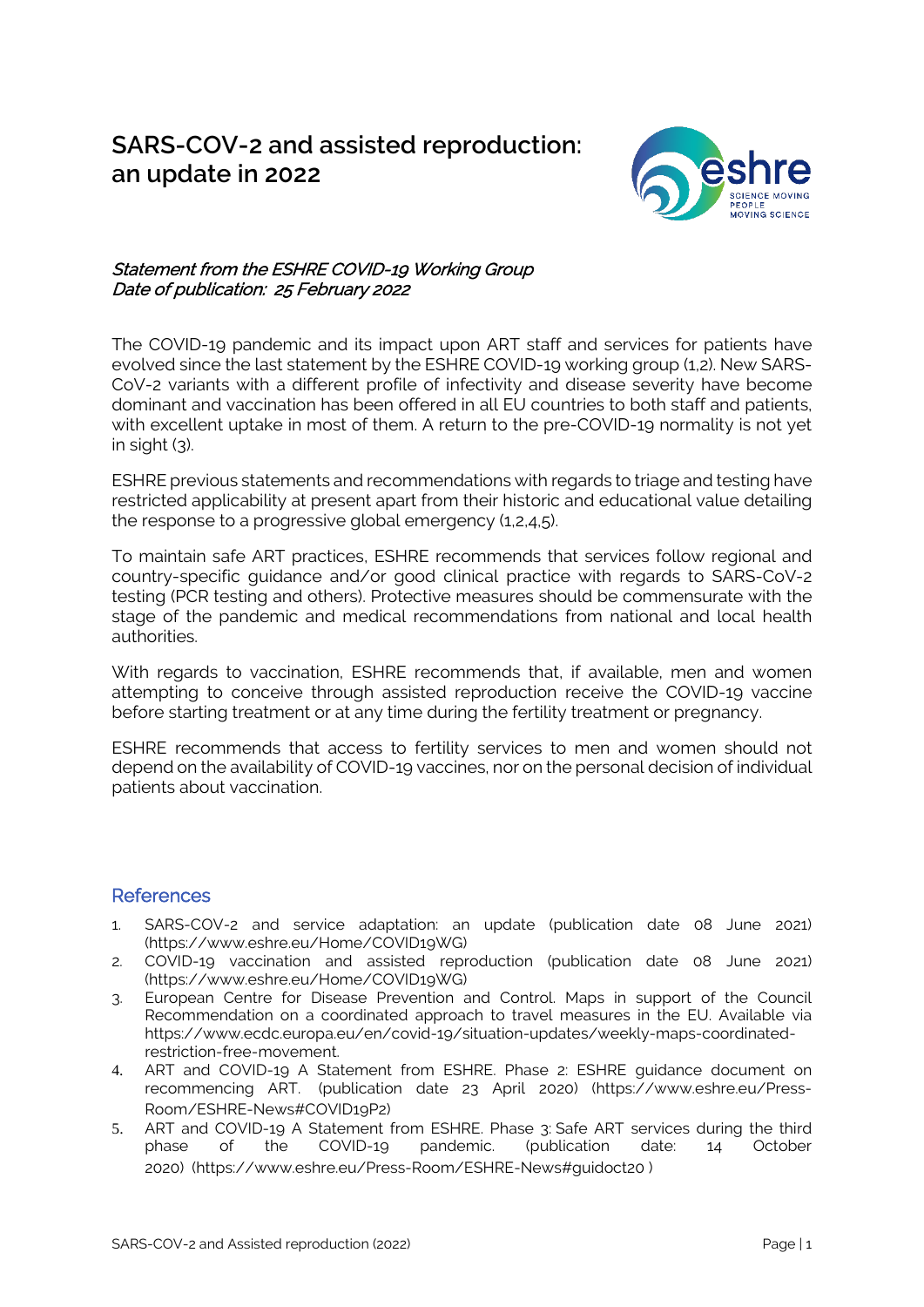# SARS-COV-2 and assisted reproduction: an update in 2022

*Statement from the ESHRE COVID-19 Working Group*
*Date of publication: 25 February 2022*

The COVID-19 pandemic and its impact upon ART staff and services for patients have evolved since the last statement by the ESHRE COVID-19 working group (1,2). New SARS-CoV-2 variants with a different profile of infectivity and disease severity have become dominant and vaccination has been offered in all EU countries to both staff and patients, with excellent uptake in most of them. A return to the pre-COVID-19 normality is not yet in sight (3).

ESHRE previous statements and recommendations with regards to triage and testing have restricted applicability at present apart from their historic and educational value detailing the response to a progressive global emergency (1,2,4,5).

To maintain safe ART practices, ESHRE recommends that services follow regional and country-specific guidance and/or good clinical practice with regards to SARS-CoV-2 testing (PCR testing and others). Protective measures should be commensurate with the stage of the pandemic and medical recommendations from national and local health authorities.

With regards to vaccination, ESHRE recommends that, if available, men and women attempting to conceive through assisted reproduction receive the COVID-19 vaccine before starting treatment or at any time during the fertility treatment or pregnancy.

ESHRE recommends that access to fertility services to men and women should not depend on the availability of COVID-19 vaccines, nor on the personal decision of individual patients about vaccination.

## References

1. SARS-COV-2 and service adaptation: an update (publication date 08 June 2021) (https://www.eshre.eu/Home/COVID19WG)
2. COVID-19 vaccination and assisted reproduction (publication date 08 June 2021) (https://www.eshre.eu/Home/COVID19WG)
3. European Centre for Disease Prevention and Control. Maps in support of the Council Recommendation on a coordinated approach to travel measures in the EU. Available via https://www.ecdc.europa.eu/en/covid-19/situation-updates/weekly-maps-coordinated-restriction-free-movement.
4. ART and COVID-19 A Statement from ESHRE. Phase 2: ESHRE guidance document on recommencing ART. (publication date 23 April 2020) (https://www.eshre.eu/Press-Room/ESHRE-News#COVID19P2)
5. ART and COVID-19 A Statement from ESHRE. Phase 3: Safe ART services during the third phase of the COVID-19 pandemic. (publication date: 14 October 2020) (https://www.eshre.eu/Press-Room/ESHRE-News#guidoct20 )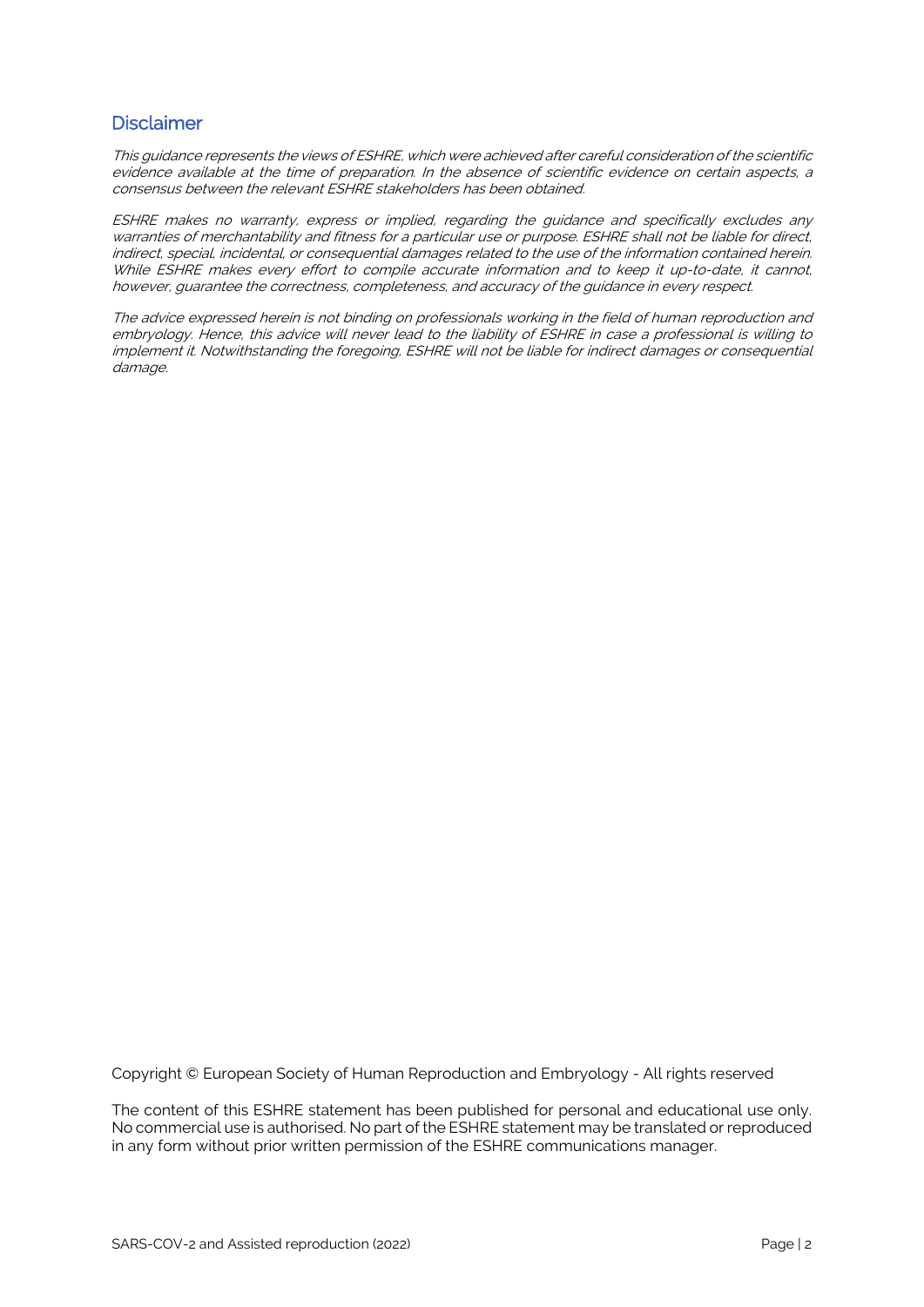## Disclaimer

*This guidance represents the views of ESHRE, which were achieved after careful consideration of the scientific evidence available at the time of preparation. In the absence of scientific evidence on certain aspects, a consensus between the relevant ESHRE stakeholders has been obtained.*

*ESHRE makes no warranty, express or implied, regarding the guidance and specifically excludes any warranties of merchantability and fitness for a particular use or purpose. ESHRE shall not be liable for direct, indirect, special, incidental, or consequential damages related to the use of the information contained herein. While ESHRE makes every effort to compile accurate information and to keep it up-to-date, it cannot, however, guarantee the correctness, completeness, and accuracy of the guidance in every respect.*

*The advice expressed herein is not binding on professionals working in the field of human reproduction and embryology. Hence, this advice will never lead to the liability of ESHRE in case a professional is willing to implement it. Notwithstanding the foregoing, ESHRE will not be liable for indirect damages or consequential damage.*

Copyright © European Society of Human Reproduction and Embryology - All rights reserved

The content of this ESHRE statement has been published for personal and educational use only. No commercial use is authorised. No part of the ESHRE statement may be translated or reproduced in any form without prior written permission of the ESHRE communications manager.